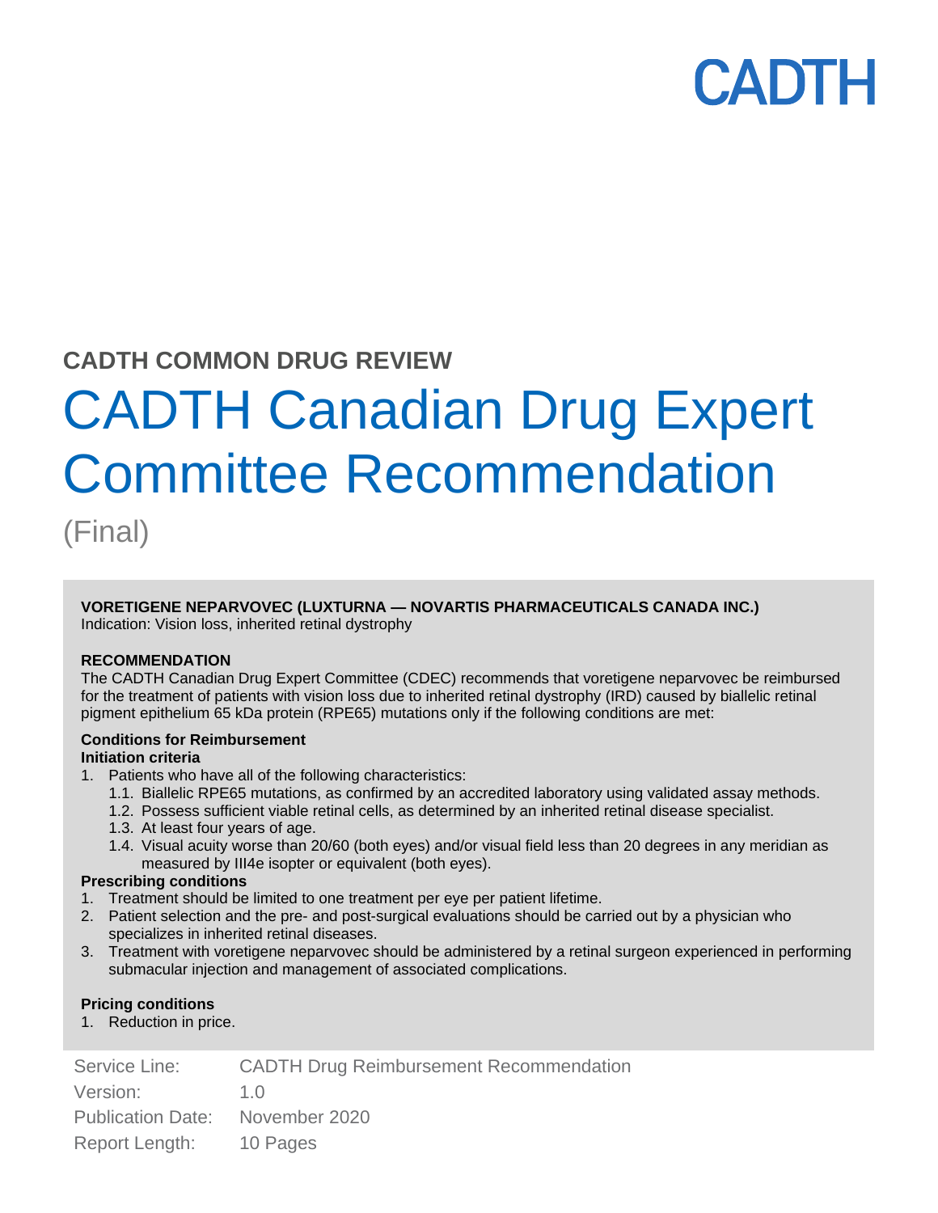CADTH

## CADTH COMMON DRUG REVIEW

# CADTH Canadian Drug Expert Committee Recommendation

(Final)

**VORETIGENE NEPARVOVEC (LUXTURNA — NOVARTIS PHARMACEUTICALS CANADA INC.)**
Indication: Vision loss, inherited retinal dystrophy

**RECOMMENDATION**
The CADTH Canadian Drug Expert Committee (CDEC) recommends that voretigene neparvovec be reimbursed for the treatment of patients with vision loss due to inherited retinal dystrophy (IRD) caused by biallelic retinal pigment epithelium 65 kDa protein (RPE65) mutations only if the following conditions are met:

**Conditions for Reimbursement**
**Initiation criteria**

1. Patients who have all of the following characteristics:
   - 1.1. Biallelic RPE65 mutations, as confirmed by an accredited laboratory using validated assay methods.
   - 1.2. Possess sufficient viable retinal cells, as determined by an inherited retinal disease specialist.
   - 1.3. At least four years of age.
   - 1.4. Visual acuity worse than 20/60 (both eyes) and/or visual field less than 20 degrees in any meridian as measured by III4e isopter or equivalent (both eyes).

**Prescribing conditions**

1. Treatment should be limited to one treatment per eye per patient lifetime.
2. Patient selection and the pre- and post-surgical evaluations should be carried out by a physician who specializes in inherited retinal diseases.
3. Treatment with voretigene neparvovec should be administered by a retinal surgeon experienced in performing submacular injection and management of associated complications.

**Pricing conditions**

1. Reduction in price.

Service Line: CADTH Drug Reimbursement Recommendation
Version: 1.0
Publication Date: November 2020
Report Length: 10 Pages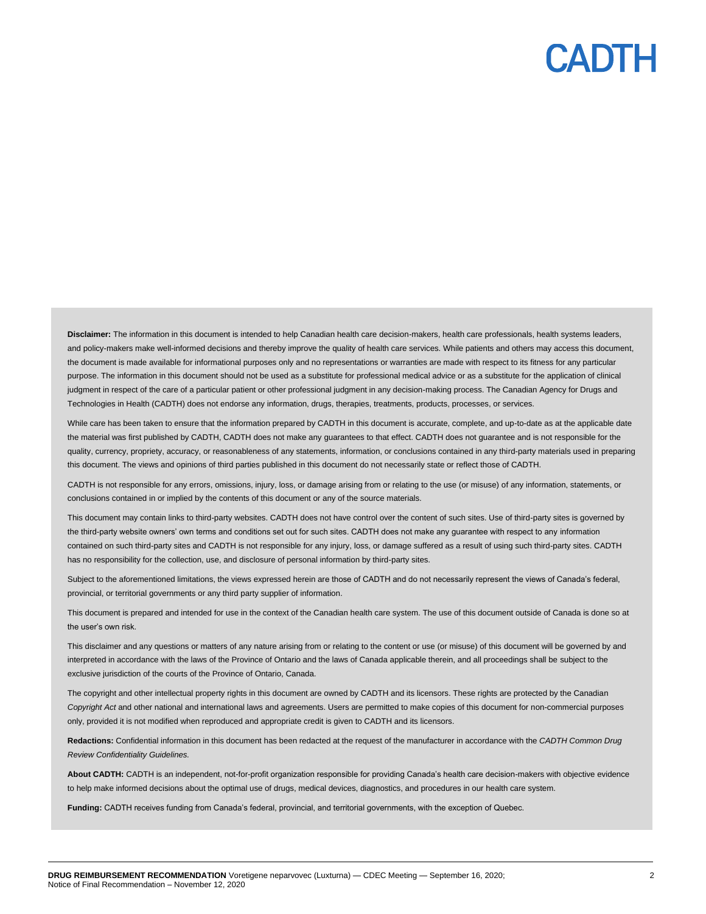**Disclaimer:** The information in this document is intended to help Canadian health care decision-makers, health care professionals, health systems leaders, and policy-makers make well-informed decisions and thereby improve the quality of health care services. While patients and others may access this document, the document is made available for informational purposes only and no representations or warranties are made with respect to its fitness for any particular purpose. The information in this document should not be used as a substitute for professional medical advice or as a substitute for the application of clinical judgment in respect of the care of a particular patient or other professional judgment in any decision-making process. The Canadian Agency for Drugs and Technologies in Health (CADTH) does not endorse any information, drugs, therapies, treatments, products, processes, or services.

While care has been taken to ensure that the information prepared by CADTH in this document is accurate, complete, and up-to-date as at the applicable date the material was first published by CADTH, CADTH does not make any guarantees to that effect. CADTH does not guarantee and is not responsible for the quality, currency, propriety, accuracy, or reasonableness of any statements, information, or conclusions contained in any third-party materials used in preparing this document. The views and opinions of third parties published in this document do not necessarily state or reflect those of CADTH.

CADTH is not responsible for any errors, omissions, injury, loss, or damage arising from or relating to the use (or misuse) of any information, statements, or conclusions contained in or implied by the contents of this document or any of the source materials.

This document may contain links to third-party websites. CADTH does not have control over the content of such sites. Use of third-party sites is governed by the third-party website owners' own terms and conditions set out for such sites. CADTH does not make any guarantee with respect to any information contained on such third-party sites and CADTH is not responsible for any injury, loss, or damage suffered as a result of using such third-party sites. CADTH has no responsibility for the collection, use, and disclosure of personal information by third-party sites.

Subject to the aforementioned limitations, the views expressed herein are those of CADTH and do not necessarily represent the views of Canada's federal, provincial, or territorial governments or any third party supplier of information.

This document is prepared and intended for use in the context of the Canadian health care system. The use of this document outside of Canada is done so at the user's own risk.

This disclaimer and any questions or matters of any nature arising from or relating to the content or use (or misuse) of this document will be governed by and interpreted in accordance with the laws of the Province of Ontario and the laws of Canada applicable therein, and all proceedings shall be subject to the exclusive jurisdiction of the courts of the Province of Ontario, Canada.

The copyright and other intellectual property rights in this document are owned by CADTH and its licensors. These rights are protected by the Canadian *Copyright Act* and other national and international laws and agreements. Users are permitted to make copies of this document for non-commercial purposes only, provided it is not modified when reproduced and appropriate credit is given to CADTH and its licensors.

**Redactions:** Confidential information in this document has been redacted at the request of the manufacturer in accordance with the *CADTH Common Drug Review Confidentiality Guidelines.*

**About CADTH:** CADTH is an independent, not-for-profit organization responsible for providing Canada's health care decision-makers with objective evidence to help make informed decisions about the optimal use of drugs, medical devices, diagnostics, and procedures in our health care system.

**Funding:** CADTH receives funding from Canada's federal, provincial, and territorial governments, with the exception of Quebec.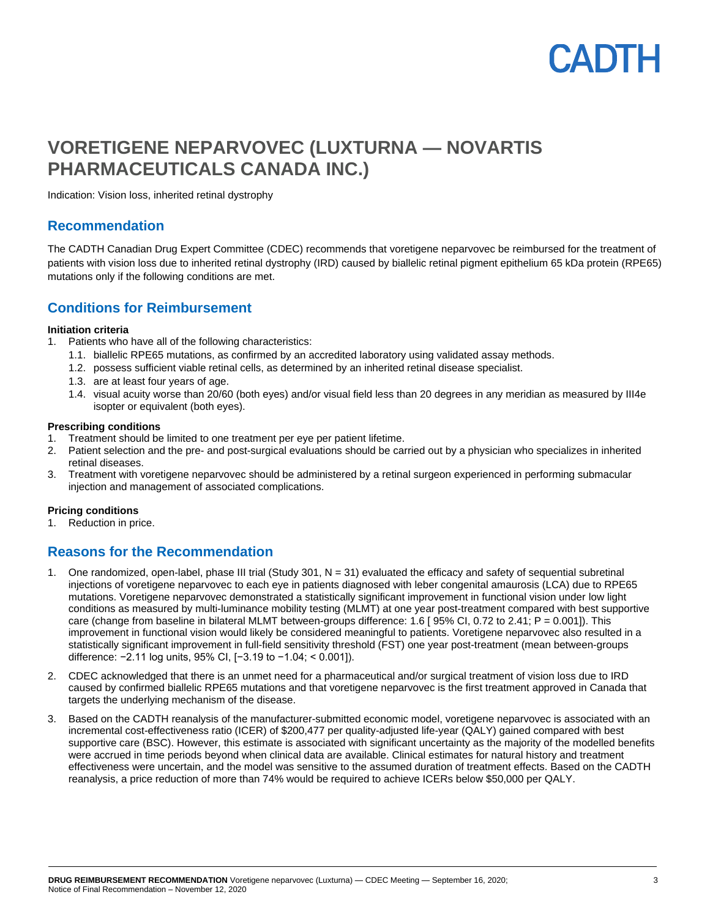# VORETIGENE NEPARVOVEC (LUXTURNA — NOVARTIS PHARMACEUTICALS CANADA INC.)

Indication: Vision loss, inherited retinal dystrophy

## Recommendation

The CADTH Canadian Drug Expert Committee (CDEC) recommends that voretigene neparvovec be reimbursed for the treatment of patients with vision loss due to inherited retinal dystrophy (IRD) caused by biallelic retinal pigment epithelium 65 kDa protein (RPE65) mutations only if the following conditions are met.

## Conditions for Reimbursement

**Initiation criteria**

1. Patients who have all of the following characteristics:
   1.1. biallelic RPE65 mutations, as confirmed by an accredited laboratory using validated assay methods.
   1.2. possess sufficient viable retinal cells, as determined by an inherited retinal disease specialist.
   1.3. are at least four years of age.
   1.4. visual acuity worse than 20/60 (both eyes) and/or visual field less than 20 degrees in any meridian as measured by III4e isopter or equivalent (both eyes).

**Prescribing conditions**

1. Treatment should be limited to one treatment per eye per patient lifetime.
2. Patient selection and the pre- and post-surgical evaluations should be carried out by a physician who specializes in inherited retinal diseases.
3. Treatment with voretigene neparvovec should be administered by a retinal surgeon experienced in performing submacular injection and management of associated complications.

**Pricing conditions**

1. Reduction in price.

## Reasons for the Recommendation

1. One randomized, open-label, phase III trial (Study 301, N = 31) evaluated the efficacy and safety of sequential subretinal injections of voretigene neparvovec to each eye in patients diagnosed with leber congenital amaurosis (LCA) due to RPE65 mutations. Voretigene neparvovec demonstrated a statistically significant improvement in functional vision under low light conditions as measured by multi-luminance mobility testing (MLMT) at one year post-treatment compared with best supportive care (change from baseline in bilateral MLMT between-groups difference: 1.6 [ 95% CI, 0.72 to 2.41; P = 0.001]). This improvement in functional vision would likely be considered meaningful to patients. Voretigene neparvovec also resulted in a statistically significant improvement in full-field sensitivity threshold (FST) one year post-treatment (mean between-groups difference: −2.11 log units, 95% CI, [−3.19 to −1.04; < 0.001]).

2. CDEC acknowledged that there is an unmet need for a pharmaceutical and/or surgical treatment of vision loss due to IRD caused by confirmed biallelic RPE65 mutations and that voretigene neparvovec is the first treatment approved in Canada that targets the underlying mechanism of the disease.

3. Based on the CADTH reanalysis of the manufacturer-submitted economic model, voretigene neparvovec is associated with an incremental cost-effectiveness ratio (ICER) of $200,477 per quality-adjusted life-year (QALY) gained compared with best supportive care (BSC). However, this estimate is associated with significant uncertainty as the majority of the modelled benefits were accrued in time periods beyond when clinical data are available. Clinical estimates for natural history and treatment effectiveness were uncertain, and the model was sensitive to the assumed duration of treatment effects. Based on the CADTH reanalysis, a price reduction of more than 74% would be required to achieve ICERs below $50,000 per QALY.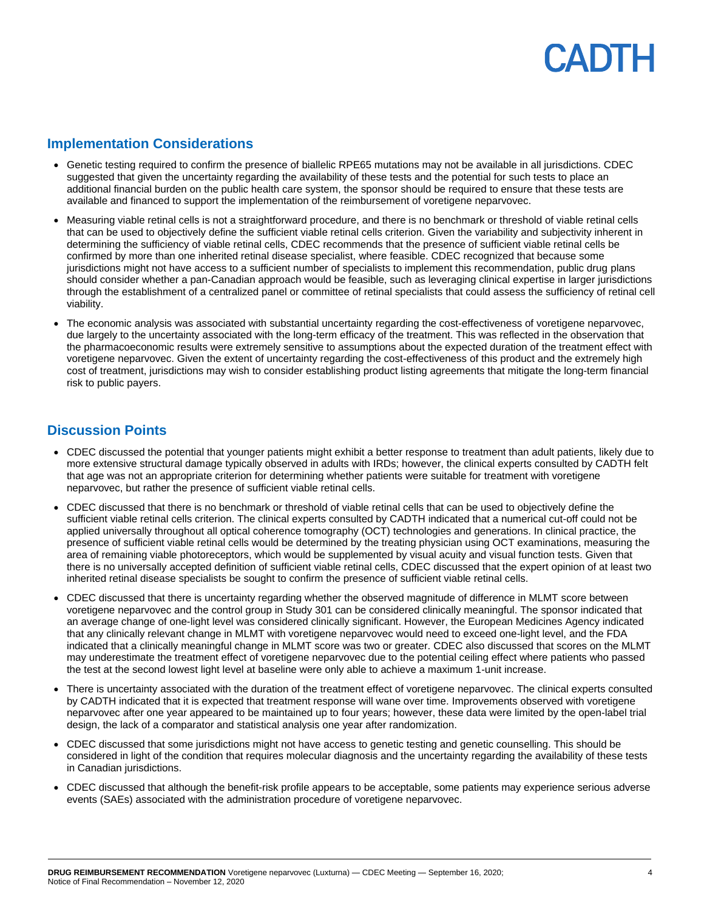## Implementation Considerations

- Genetic testing required to confirm the presence of biallelic RPE65 mutations may not be available in all jurisdictions. CDEC suggested that given the uncertainty regarding the availability of these tests and the potential for such tests to place an additional financial burden on the public health care system, the sponsor should be required to ensure that these tests are available and financed to support the implementation of the reimbursement of voretigene neparvovec.
- Measuring viable retinal cells is not a straightforward procedure, and there is no benchmark or threshold of viable retinal cells that can be used to objectively define the sufficient viable retinal cells criterion. Given the variability and subjectivity inherent in determining the sufficiency of viable retinal cells, CDEC recommends that the presence of sufficient viable retinal cells be confirmed by more than one inherited retinal disease specialist, where feasible. CDEC recognized that because some jurisdictions might not have access to a sufficient number of specialists to implement this recommendation, public drug plans should consider whether a pan-Canadian approach would be feasible, such as leveraging clinical expertise in larger jurisdictions through the establishment of a centralized panel or committee of retinal specialists that could assess the sufficiency of retinal cell viability.
- The economic analysis was associated with substantial uncertainty regarding the cost-effectiveness of voretigene neparvovec, due largely to the uncertainty associated with the long-term efficacy of the treatment. This was reflected in the observation that the pharmacoeconomic results were extremely sensitive to assumptions about the expected duration of the treatment effect with voretigene neparvovec. Given the extent of uncertainty regarding the cost-effectiveness of this product and the extremely high cost of treatment, jurisdictions may wish to consider establishing product listing agreements that mitigate the long-term financial risk to public payers.

## Discussion Points

- CDEC discussed the potential that younger patients might exhibit a better response to treatment than adult patients, likely due to more extensive structural damage typically observed in adults with IRDs; however, the clinical experts consulted by CADTH felt that age was not an appropriate criterion for determining whether patients were suitable for treatment with voretigene neparvovec, but rather the presence of sufficient viable retinal cells.
- CDEC discussed that there is no benchmark or threshold of viable retinal cells that can be used to objectively define the sufficient viable retinal cells criterion. The clinical experts consulted by CADTH indicated that a numerical cut-off could not be applied universally throughout all optical coherence tomography (OCT) technologies and generations. In clinical practice, the presence of sufficient viable retinal cells would be determined by the treating physician using OCT examinations, measuring the area of remaining viable photoreceptors, which would be supplemented by visual acuity and visual function tests. Given that there is no universally accepted definition of sufficient viable retinal cells, CDEC discussed that the expert opinion of at least two inherited retinal disease specialists be sought to confirm the presence of sufficient viable retinal cells.
- CDEC discussed that there is uncertainty regarding whether the observed magnitude of difference in MLMT score between voretigene neparvovec and the control group in Study 301 can be considered clinically meaningful. The sponsor indicated that an average change of one-light level was considered clinically significant. However, the European Medicines Agency indicated that any clinically relevant change in MLMT with voretigene neparvovec would need to exceed one-light level, and the FDA indicated that a clinically meaningful change in MLMT score was two or greater. CDEC also discussed that scores on the MLMT may underestimate the treatment effect of voretigene neparvovec due to the potential ceiling effect where patients who passed the test at the second lowest light level at baseline were only able to achieve a maximum 1-unit increase.
- There is uncertainty associated with the duration of the treatment effect of voretigene neparvovec. The clinical experts consulted by CADTH indicated that it is expected that treatment response will wane over time. Improvements observed with voretigene neparvovec after one year appeared to be maintained up to four years; however, these data were limited by the open-label trial design, the lack of a comparator and statistical analysis one year after randomization.
- CDEC discussed that some jurisdictions might not have access to genetic testing and genetic counselling. This should be considered in light of the condition that requires molecular diagnosis and the uncertainty regarding the availability of these tests in Canadian jurisdictions.
- CDEC discussed that although the benefit-risk profile appears to be acceptable, some patients may experience serious adverse events (SAEs) associated with the administration procedure of voretigene neparvovec.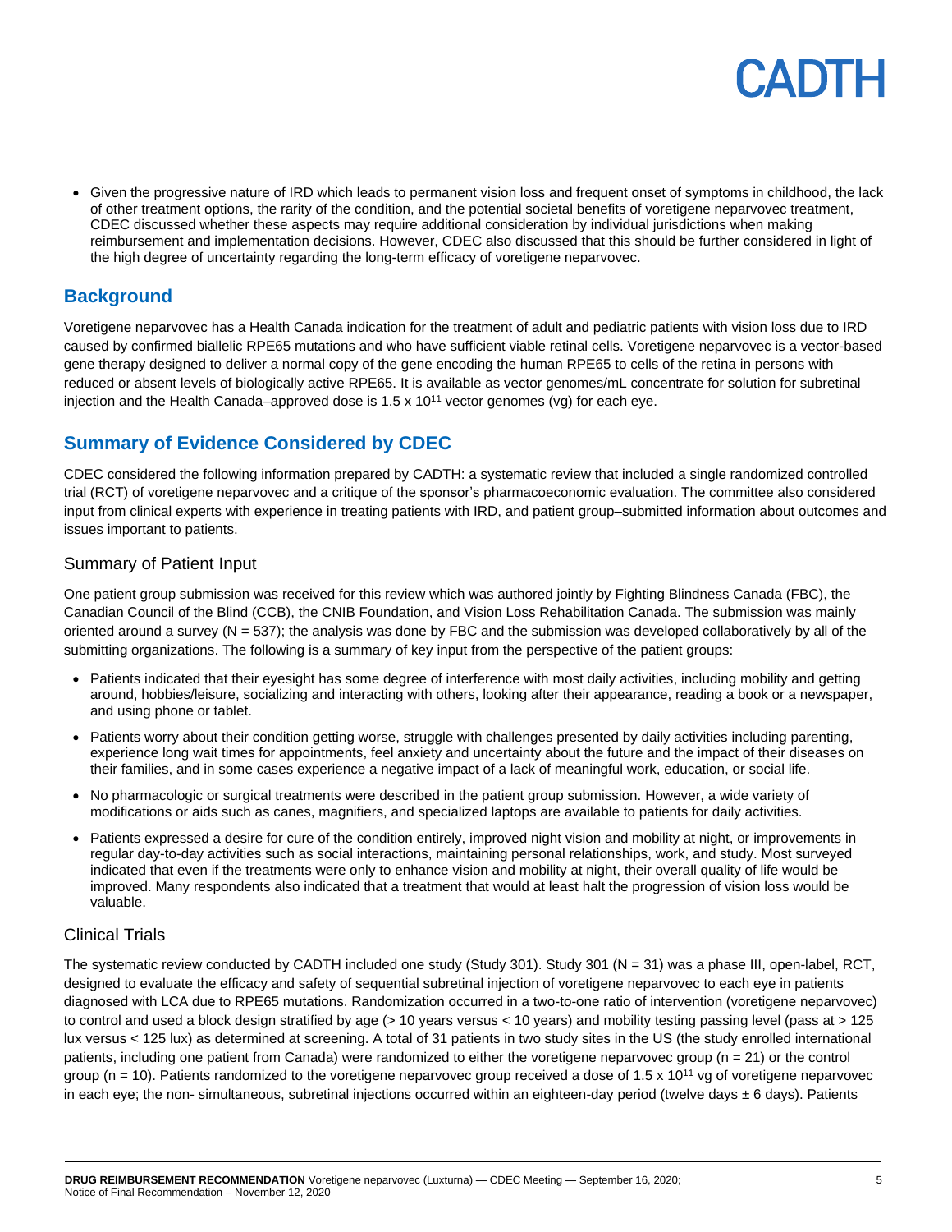- Given the progressive nature of IRD which leads to permanent vision loss and frequent onset of symptoms in childhood, the lack of other treatment options, the rarity of the condition, and the potential societal benefits of voretigene neparvovec treatment, CDEC discussed whether these aspects may require additional consideration by individual jurisdictions when making reimbursement and implementation decisions. However, CDEC also discussed that this should be further considered in light of the high degree of uncertainty regarding the long-term efficacy of voretigene neparvovec.

## Background

Voretigene neparvovec has a Health Canada indication for the treatment of adult and pediatric patients with vision loss due to IRD caused by confirmed biallelic RPE65 mutations and who have sufficient viable retinal cells. Voretigene neparvovec is a vector-based gene therapy designed to deliver a normal copy of the gene encoding the human RPE65 to cells of the retina in persons with reduced or absent levels of biologically active RPE65. It is available as vector genomes/mL concentrate for solution for subretinal injection and the Health Canada–approved dose is $1.5 \times 10^{11}$ vector genomes (vg) for each eye.

## Summary of Evidence Considered by CDEC

CDEC considered the following information prepared by CADTH: a systematic review that included a single randomized controlled trial (RCT) of voretigene neparvovec and a critique of the sponsor's pharmacoeconomic evaluation. The committee also considered input from clinical experts with experience in treating patients with IRD, and patient group–submitted information about outcomes and issues important to patients.

### Summary of Patient Input

One patient group submission was received for this review which was authored jointly by Fighting Blindness Canada (FBC), the Canadian Council of the Blind (CCB), the CNIB Foundation, and Vision Loss Rehabilitation Canada. The submission was mainly oriented around a survey (N = 537); the analysis was done by FBC and the submission was developed collaboratively by all of the submitting organizations. The following is a summary of key input from the perspective of the patient groups:

- Patients indicated that their eyesight has some degree of interference with most daily activities, including mobility and getting around, hobbies/leisure, socializing and interacting with others, looking after their appearance, reading a book or a newspaper, and using phone or tablet.
- Patients worry about their condition getting worse, struggle with challenges presented by daily activities including parenting, experience long wait times for appointments, feel anxiety and uncertainty about the future and the impact of their diseases on their families, and in some cases experience a negative impact of a lack of meaningful work, education, or social life.
- No pharmacologic or surgical treatments were described in the patient group submission. However, a wide variety of modifications or aids such as canes, magnifiers, and specialized laptops are available to patients for daily activities.
- Patients expressed a desire for cure of the condition entirely, improved night vision and mobility at night, or improvements in regular day-to-day activities such as social interactions, maintaining personal relationships, work, and study. Most surveyed indicated that even if the treatments were only to enhance vision and mobility at night, their overall quality of life would be improved. Many respondents also indicated that a treatment that would at least halt the progression of vision loss would be valuable.

### Clinical Trials

The systematic review conducted by CADTH included one study (Study 301). Study 301 (N = 31) was a phase III, open-label, RCT, designed to evaluate the efficacy and safety of sequential subretinal injection of voretigene neparvovec to each eye in patients diagnosed with LCA due to RPE65 mutations. Randomization occurred in a two-to-one ratio of intervention (voretigene neparvovec) to control and used a block design stratified by age (> 10 years versus < 10 years) and mobility testing passing level (pass at > 125 lux versus < 125 lux) as determined at screening. A total of 31 patients in two study sites in the US (the study enrolled international patients, including one patient from Canada) were randomized to either the voretigene neparvovec group (n = 21) or the control group (n = 10). Patients randomized to the voretigene neparvovec group received a dose of $1.5 \times 10^{11}$ vg of voretigene neparvovec in each eye; the non- simultaneous, subretinal injections occurred within an eighteen-day period (twelve days ± 6 days). Patients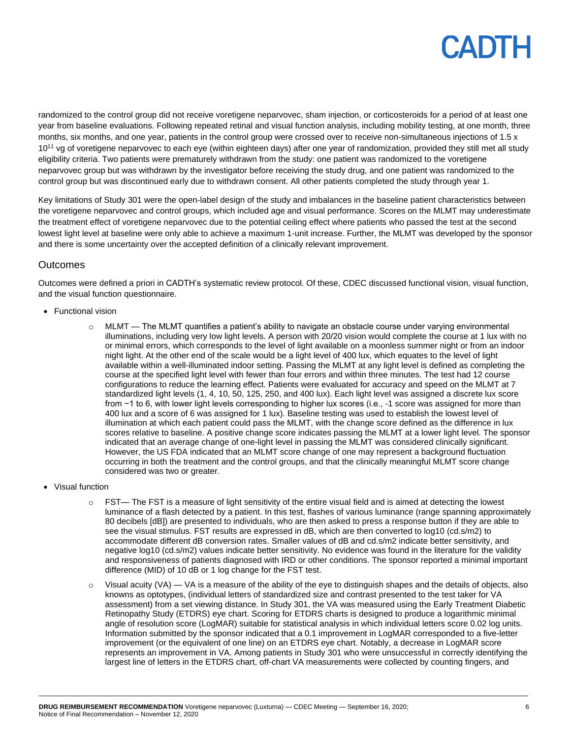randomized to the control group did not receive voretigene neparvovec, sham injection, or corticosteroids for a period of at least one year from baseline evaluations. Following repeated retinal and visual function analysis, including mobility testing, at one month, three months, six months, and one year, patients in the control group were crossed over to receive non-simultaneous injections of 1.5 x $10^{11}$ vg of voretigene neparvovec to each eye (within eighteen days) after one year of randomization, provided they still met all study eligibility criteria. Two patients were prematurely withdrawn from the study: one patient was randomized to the voretigene neparvovec group but was withdrawn by the investigator before receiving the study drug, and one patient was randomized to the control group but was discontinued early due to withdrawn consent. All other patients completed the study through year 1.

Key limitations of Study 301 were the open-label design of the study and imbalances in the baseline patient characteristics between the voretigene neparvovec and control groups, which included age and visual performance. Scores on the MLMT may underestimate the treatment effect of voretigene neparvovec due to the potential ceiling effect where patients who passed the test at the second lowest light level at baseline were only able to achieve a maximum 1-unit increase. Further, the MLMT was developed by the sponsor and there is some uncertainty over the accepted definition of a clinically relevant improvement.

## Outcomes

Outcomes were defined a priori in CADTH's systematic review protocol. Of these, CDEC discussed functional vision, visual function, and the visual function questionnaire.

- Functional vision
    - MLMT — The MLMT quantifies a patient's ability to navigate an obstacle course under varying environmental illuminations, including very low light levels. A person with 20/20 vision would complete the course at 1 lux with no or minimal errors, which corresponds to the level of light available on a moonless summer night or from an indoor night light. At the other end of the scale would be a light level of 400 lux, which equates to the level of light available within a well-illuminated indoor setting. Passing the MLMT at any light level is defined as completing the course at the specified light level with fewer than four errors and within three minutes. The test had 12 course configurations to reduce the learning effect. Patients were evaluated for accuracy and speed on the MLMT at 7 standardized light levels (1, 4, 10, 50, 125, 250, and 400 lux). Each light level was assigned a discrete lux score from −1 to 6, with lower light levels corresponding to higher lux scores (i.e., -1 score was assigned for more than 400 lux and a score of 6 was assigned for 1 lux). Baseline testing was used to establish the lowest level of illumination at which each patient could pass the MLMT, with the change score defined as the difference in lux scores relative to baseline. A positive change score indicates passing the MLMT at a lower light level. The sponsor indicated that an average change of one-light level in passing the MLMT was considered clinically significant. However, the US FDA indicated that an MLMT score change of one may represent a background fluctuation occurring in both the treatment and the control groups, and that the clinically meaningful MLMT score change considered was two or greater.
- Visual function
    - FST— The FST is a measure of light sensitivity of the entire visual field and is aimed at detecting the lowest luminance of a flash detected by a patient. In this test, flashes of various luminance (range spanning approximately 80 decibels [dB]) are presented to individuals, who are then asked to press a response button if they are able to see the visual stimulus. FST results are expressed in dB, which are then converted to log10 (cd.s/m2) to accommodate different dB conversion rates. Smaller values of dB and cd.s/m2 indicate better sensitivity, and negative log10 (cd.s/m2) values indicate better sensitivity. No evidence was found in the literature for the validity and responsiveness of patients diagnosed with IRD or other conditions. The sponsor reported a minimal important difference (MID) of 10 dB or 1 log change for the FST test.
    - Visual acuity (VA) — VA is a measure of the ability of the eye to distinguish shapes and the details of objects, also knowns as optotypes, (individual letters of standardized size and contrast presented to the test taker for VA assessment) from a set viewing distance. In Study 301, the VA was measured using the Early Treatment Diabetic Retinopathy Study (ETDRS) eye chart. Scoring for ETDRS charts is designed to produce a logarithmic minimal angle of resolution score (LogMAR) suitable for statistical analysis in which individual letters score 0.02 log units. Information submitted by the sponsor indicated that a 0.1 improvement in LogMAR corresponded to a five-letter improvement (or the equivalent of one line) on an ETDRS eye chart. Notably, a decrease in LogMAR score represents an improvement in VA. Among patients in Study 301 who were unsuccessful in correctly identifying the largest line of letters in the ETDRS chart, off-chart VA measurements were collected by counting fingers, and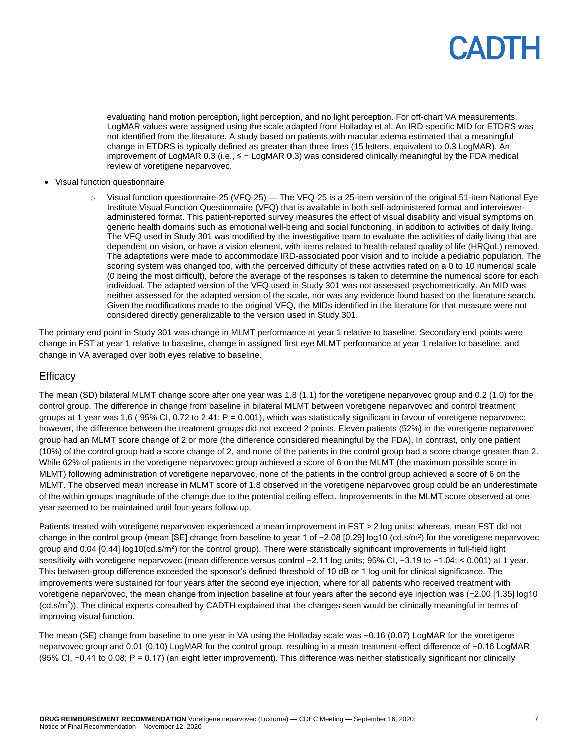evaluating hand motion perception, light perception, and no light perception. For off-chart VA measurements, LogMAR values were assigned using the scale adapted from Holladay et al. An IRD-specific MID for ETDRS was not identified from the literature. A study based on patients with macular edema estimated that a meaningful change in ETDRS is typically defined as greater than three lines (15 letters, equivalent to 0.3 LogMAR). An improvement of LogMAR 0.3 (i.e., ≤ − LogMAR 0.3) was considered clinically meaningful by the FDA medical review of voretigene neparvovec.

- Visual function questionnaire
    - Visual function questionnaire-25 (VFQ-25) — The VFQ-25 is a 25-item version of the original 51-item National Eye Institute Visual Function Questionnaire (VFQ) that is available in both self-administered format and interviewer-administered format. This patient-reported survey measures the effect of visual disability and visual symptoms on generic health domains such as emotional well-being and social functioning, in addition to activities of daily living. The VFQ used in Study 301 was modified by the investigative team to evaluate the activities of daily living that are dependent on vision, or have a vision element, with items related to health-related quality of life (HRQoL) removed. The adaptations were made to accommodate IRD-associated poor vision and to include a pediatric population. The scoring system was changed too, with the perceived difficulty of these activities rated on a 0 to 10 numerical scale (0 being the most difficult), before the average of the responses is taken to determine the numerical score for each individual. The adapted version of the VFQ used in Study 301 was not assessed psychometrically. An MID was neither assessed for the adapted version of the scale, nor was any evidence found based on the literature search. Given the modifications made to the original VFQ, the MIDs identified in the literature for that measure were not considered directly generalizable to the version used in Study 301.

The primary end point in Study 301 was change in MLMT performance at year 1 relative to baseline. Secondary end points were change in FST at year 1 relative to baseline, change in assigned first eye MLMT performance at year 1 relative to baseline, and change in VA averaged over both eyes relative to baseline.

## Efficacy

The mean (SD) bilateral MLMT change score after one year was 1.8 (1.1) for the voretigene neparvovec group and 0.2 (1.0) for the control group. The difference in change from baseline in bilateral MLMT between voretigene neparvovec and control treatment groups at 1 year was 1.6 ( 95% CI, 0.72 to 2.41; P = 0.001), which was statistically significant in favour of voretigene neparvovec; however, the difference between the treatment groups did not exceed 2 points. Eleven patients (52%) in the voretigene neparvovec group had an MLMT score change of 2 or more (the difference considered meaningful by the FDA). In contrast, only one patient (10%) of the control group had a score change of 2, and none of the patients in the control group had a score change greater than 2. While 62% of patients in the voretigene neparvovec group achieved a score of 6 on the MLMT (the maximum possible score in MLMT) following administration of voretigene neparvovec, none of the patients in the control group achieved a score of 6 on the MLMT. The observed mean increase in MLMT score of 1.8 observed in the voretigene neparvovec group could be an underestimate of the within groups magnitude of the change due to the potential ceiling effect. Improvements in the MLMT score observed at one year seemed to be maintained until four-years follow-up.

Patients treated with voretigene neparvovec experienced a mean improvement in FST > 2 log units; whereas, mean FST did not change in the control group (mean [SE] change from baseline to year 1 of −2.08 [0.29] log10 (cd.s/m$^2$) for the voretigene neparvovec group and 0.04 [0.44] log10(cd.s/m$^2$) for the control group). There were statistically significant improvements in full-field light sensitivity with voretigene neparvovec (mean difference versus control −2.11 log units; 95% CI, −3.19 to −1.04; < 0.001) at 1 year. This between-group difference exceeded the sponsor's defined threshold of 10 dB or 1 log unit for clinical significance. The improvements were sustained for four years after the second eye injection, where for all patients who received treatment with voretigene neparvovec, the mean change from injection baseline at four years after the second eye injection was (−2.00 [1.35] log10 (cd.s/m$^2$)). The clinical experts consulted by CADTH explained that the changes seen would be clinically meaningful in terms of improving visual function.

The mean (SE) change from baseline to one year in VA using the Holladay scale was −0.16 (0.07) LogMAR for the voretigene neparvovec group and 0.01 (0.10) LogMAR for the control group, resulting in a mean treatment-effect difference of −0.16 LogMAR (95% CI, −0.41 to 0.08; P = 0.17) (an eight letter improvement). This difference was neither statistically significant nor clinically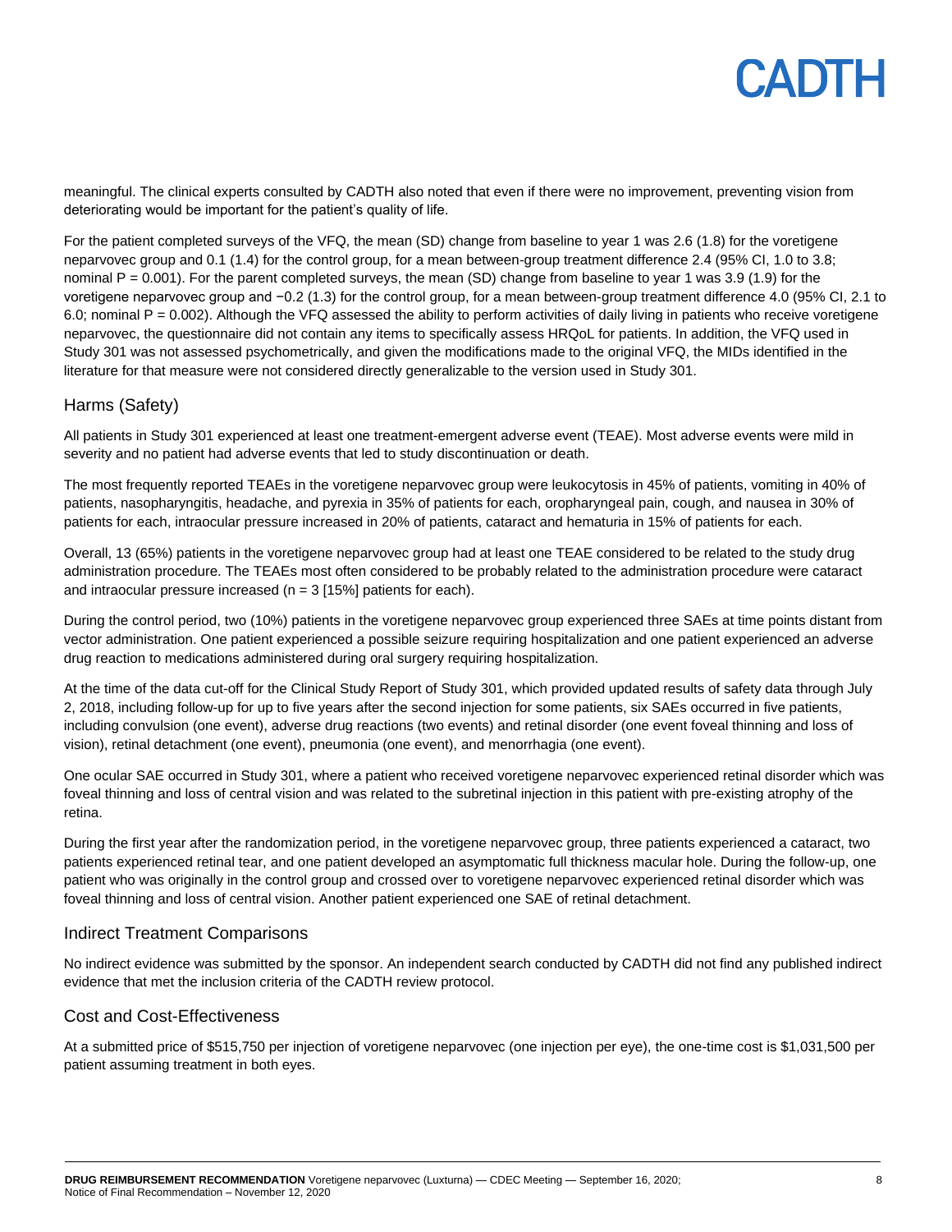meaningful. The clinical experts consulted by CADTH also noted that even if there were no improvement, preventing vision from deteriorating would be important for the patient's quality of life.

For the patient completed surveys of the VFQ, the mean (SD) change from baseline to year 1 was 2.6 (1.8) for the voretigene neparvovec group and 0.1 (1.4) for the control group, for a mean between-group treatment difference 2.4 (95% CI, 1.0 to 3.8; nominal P = 0.001). For the parent completed surveys, the mean (SD) change from baseline to year 1 was 3.9 (1.9) for the voretigene neparvovec group and −0.2 (1.3) for the control group, for a mean between-group treatment difference 4.0 (95% CI, 2.1 to 6.0; nominal P = 0.002). Although the VFQ assessed the ability to perform activities of daily living in patients who receive voretigene neparvovec, the questionnaire did not contain any items to specifically assess HRQoL for patients. In addition, the VFQ used in Study 301 was not assessed psychometrically, and given the modifications made to the original VFQ, the MIDs identified in the literature for that measure were not considered directly generalizable to the version used in Study 301.

## Harms (Safety)

All patients in Study 301 experienced at least one treatment-emergent adverse event (TEAE). Most adverse events were mild in severity and no patient had adverse events that led to study discontinuation or death.

The most frequently reported TEAEs in the voretigene neparvovec group were leukocytosis in 45% of patients, vomiting in 40% of patients, nasopharyngitis, headache, and pyrexia in 35% of patients for each, oropharyngeal pain, cough, and nausea in 30% of patients for each, intraocular pressure increased in 20% of patients, cataract and hematuria in 15% of patients for each.

Overall, 13 (65%) patients in the voretigene neparvovec group had at least one TEAE considered to be related to the study drug administration procedure. The TEAEs most often considered to be probably related to the administration procedure were cataract and intraocular pressure increased (n = 3 [15%] patients for each).

During the control period, two (10%) patients in the voretigene neparvovec group experienced three SAEs at time points distant from vector administration. One patient experienced a possible seizure requiring hospitalization and one patient experienced an adverse drug reaction to medications administered during oral surgery requiring hospitalization.

At the time of the data cut-off for the Clinical Study Report of Study 301, which provided updated results of safety data through July 2, 2018, including follow-up for up to five years after the second injection for some patients, six SAEs occurred in five patients, including convulsion (one event), adverse drug reactions (two events) and retinal disorder (one event foveal thinning and loss of vision), retinal detachment (one event), pneumonia (one event), and menorrhagia (one event).

One ocular SAE occurred in Study 301, where a patient who received voretigene neparvovec experienced retinal disorder which was foveal thinning and loss of central vision and was related to the subretinal injection in this patient with pre-existing atrophy of the retina.

During the first year after the randomization period, in the voretigene neparvovec group, three patients experienced a cataract, two patients experienced retinal tear, and one patient developed an asymptomatic full thickness macular hole. During the follow-up, one patient who was originally in the control group and crossed over to voretigene neparvovec experienced retinal disorder which was foveal thinning and loss of central vision. Another patient experienced one SAE of retinal detachment.

## Indirect Treatment Comparisons

No indirect evidence was submitted by the sponsor. An independent search conducted by CADTH did not find any published indirect evidence that met the inclusion criteria of the CADTH review protocol.

## Cost and Cost-Effectiveness

At a submitted price of $515,750 per injection of voretigene neparvovec (one injection per eye), the one-time cost is $1,031,500 per patient assuming treatment in both eyes.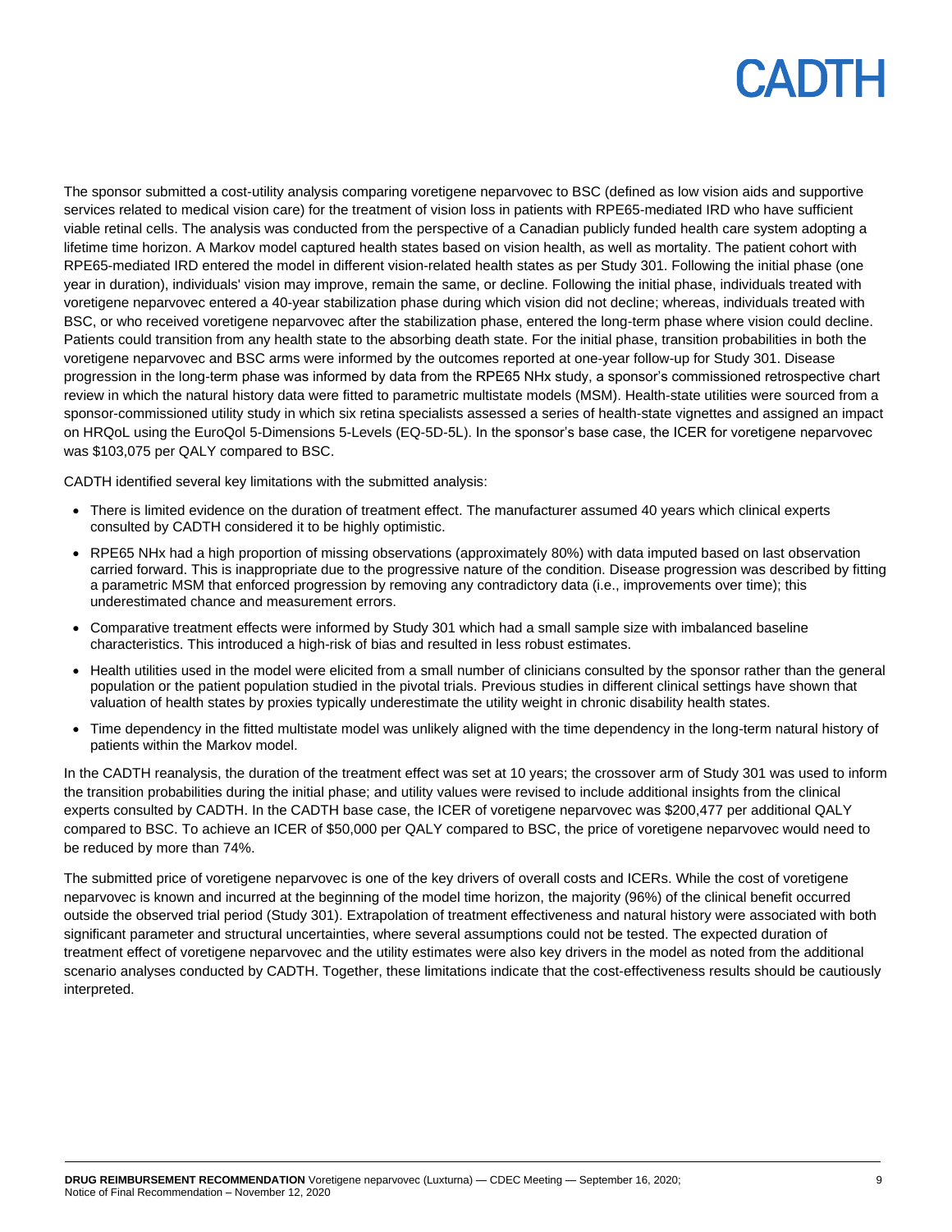The sponsor submitted a cost-utility analysis comparing voretigene neparvovec to BSC (defined as low vision aids and supportive services related to medical vision care) for the treatment of vision loss in patients with RPE65-mediated IRD who have sufficient viable retinal cells. The analysis was conducted from the perspective of a Canadian publicly funded health care system adopting a lifetime time horizon. A Markov model captured health states based on vision health, as well as mortality. The patient cohort with RPE65-mediated IRD entered the model in different vision-related health states as per Study 301. Following the initial phase (one year in duration), individuals' vision may improve, remain the same, or decline. Following the initial phase, individuals treated with voretigene neparvovec entered a 40-year stabilization phase during which vision did not decline; whereas, individuals treated with BSC, or who received voretigene neparvovec after the stabilization phase, entered the long-term phase where vision could decline. Patients could transition from any health state to the absorbing death state. For the initial phase, transition probabilities in both the voretigene neparvovec and BSC arms were informed by the outcomes reported at one-year follow-up for Study 301. Disease progression in the long-term phase was informed by data from the RPE65 NHx study, a sponsor's commissioned retrospective chart review in which the natural history data were fitted to parametric multistate models (MSM). Health-state utilities were sourced from a sponsor-commissioned utility study in which six retina specialists assessed a series of health-state vignettes and assigned an impact on HRQoL using the EuroQol 5-Dimensions 5-Levels (EQ-5D-5L). In the sponsor's base case, the ICER for voretigene neparvovec was $103,075 per QALY compared to BSC.

CADTH identified several key limitations with the submitted analysis:

- There is limited evidence on the duration of treatment effect. The manufacturer assumed 40 years which clinical experts consulted by CADTH considered it to be highly optimistic.
- RPE65 NHx had a high proportion of missing observations (approximately 80%) with data imputed based on last observation carried forward. This is inappropriate due to the progressive nature of the condition. Disease progression was described by fitting a parametric MSM that enforced progression by removing any contradictory data (i.e., improvements over time); this underestimated chance and measurement errors.
- Comparative treatment effects were informed by Study 301 which had a small sample size with imbalanced baseline characteristics. This introduced a high-risk of bias and resulted in less robust estimates.
- Health utilities used in the model were elicited from a small number of clinicians consulted by the sponsor rather than the general population or the patient population studied in the pivotal trials. Previous studies in different clinical settings have shown that valuation of health states by proxies typically underestimate the utility weight in chronic disability health states.
- Time dependency in the fitted multistate model was unlikely aligned with the time dependency in the long-term natural history of patients within the Markov model.

In the CADTH reanalysis, the duration of the treatment effect was set at 10 years; the crossover arm of Study 301 was used to inform the transition probabilities during the initial phase; and utility values were revised to include additional insights from the clinical experts consulted by CADTH. In the CADTH base case, the ICER of voretigene neparvovec was $200,477 per additional QALY compared to BSC. To achieve an ICER of $50,000 per QALY compared to BSC, the price of voretigene neparvovec would need to be reduced by more than 74%.

The submitted price of voretigene neparvovec is one of the key drivers of overall costs and ICERs. While the cost of voretigene neparvovec is known and incurred at the beginning of the model time horizon, the majority (96%) of the clinical benefit occurred outside the observed trial period (Study 301). Extrapolation of treatment effectiveness and natural history were associated with both significant parameter and structural uncertainties, where several assumptions could not be tested. The expected duration of treatment effect of voretigene neparvovec and the utility estimates were also key drivers in the model as noted from the additional scenario analyses conducted by CADTH. Together, these limitations indicate that the cost-effectiveness results should be cautiously interpreted.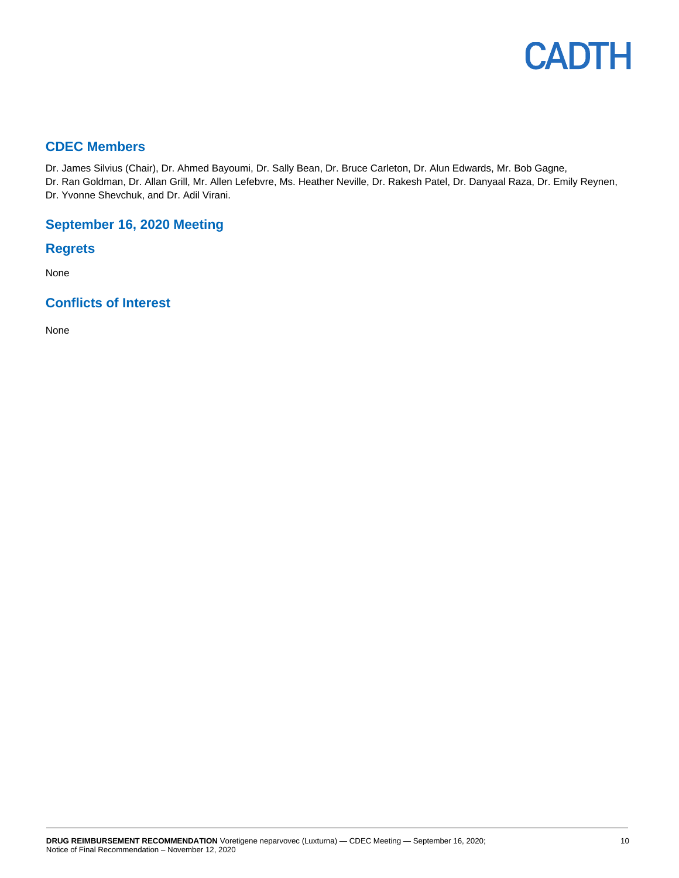## CDEC Members

Dr. James Silvius (Chair), Dr. Ahmed Bayoumi, Dr. Sally Bean, Dr. Bruce Carleton, Dr. Alun Edwards, Mr. Bob Gagne, Dr. Ran Goldman, Dr. Allan Grill, Mr. Allen Lefebvre, Ms. Heather Neville, Dr. Rakesh Patel, Dr. Danyaal Raza, Dr. Emily Reynen, Dr. Yvonne Shevchuk, and Dr. Adil Virani.

## September 16, 2020 Meeting

## Regrets

None

## Conflicts of Interest

None